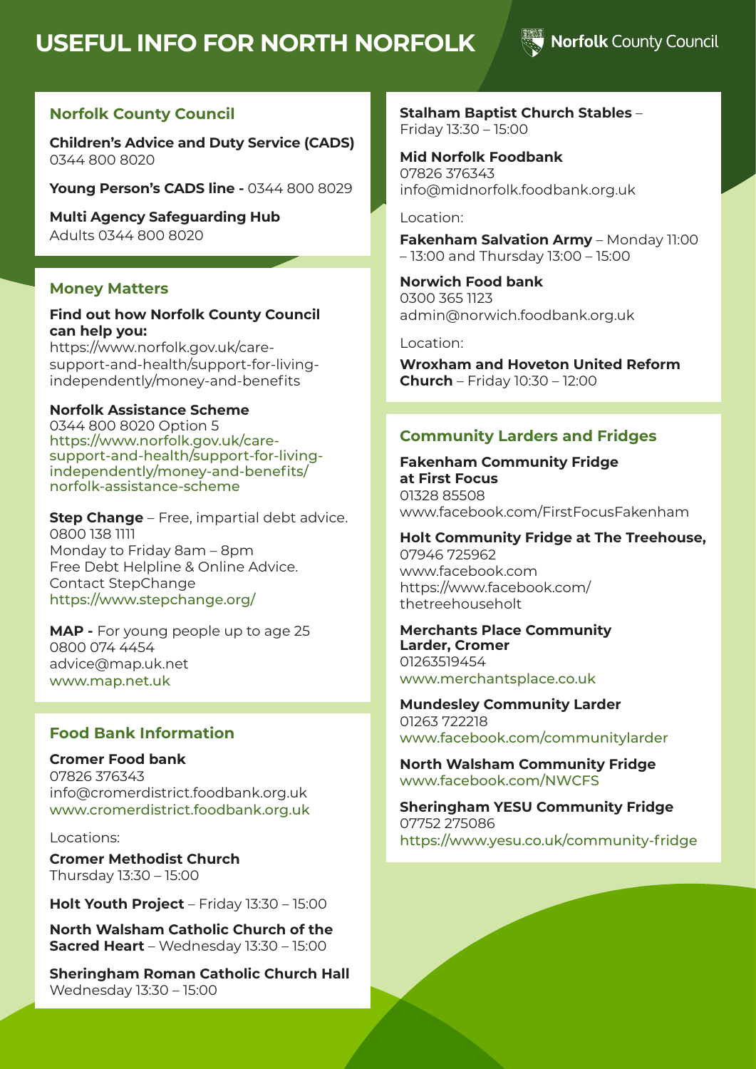# USEFUL INFO FOR NORTH NORFOLK

Norfolk County Council

## Norfolk County Council

**Children's Advice and Duty Service (CADS)**
0344 800 8020

**Young Person's CADS line -** 0344 800 8029

**Multi Agency Safeguarding Hub**
Adults 0344 800 8020

## Money Matters

**Find out how Norfolk County Council can help you:**
https://www.norfolk.gov.uk/care-support-and-health/support-for-living-independently/money-and-benefits

**Norfolk Assistance Scheme**
0344 800 8020 Option 5
https://www.norfolk.gov.uk/care-support-and-health/support-for-living-independently/money-and-benefits/norfolk-assistance-scheme

**Step Change** – Free, impartial debt advice.
0800 138 1111
Monday to Friday 8am – 8pm
Free Debt Helpline & Online Advice.
Contact StepChange
https://www.stepchange.org/

**MAP -** For young people up to age 25
0800 074 4454
advice@map.uk.net
www.map.net.uk

## Food Bank Information

**Cromer Food bank**
07826 376343
info@cromerdistrict.foodbank.org.uk
www.cromerdistrict.foodbank.org.uk

Locations:

**Cromer Methodist Church**
Thursday 13:30 – 15:00

**Holt Youth Project** – Friday 13:30 – 15:00

**North Walsham Catholic Church of the Sacred Heart** – Wednesday 13:30 – 15:00

**Sheringham Roman Catholic Church Hall**
Wednesday 13:30 – 15:00

**Stalham Baptist Church Stables** – Friday 13:30 – 15:00

**Mid Norfolk Foodbank**
07826 376343
info@midnorfolk.foodbank.org.uk

Location:

**Fakenham Salvation Army** – Monday 11:00 – 13:00 and Thursday 13:00 – 15:00

**Norwich Food bank**
0300 365 1123
admin@norwich.foodbank.org.uk

Location:

**Wroxham and Hoveton United Reform Church** – Friday 10:30 – 12:00

## Community Larders and Fridges

**Fakenham Community Fridge at First Focus**
01328 85508
www.facebook.com/FirstFocusFakenham

**Holt Community Fridge at The Treehouse,**
07946 725962
www.facebook.com
https://www.facebook.com/thetreehouseholt

**Merchants Place Community Larder, Cromer**
01263519454
www.merchantsplace.co.uk

**Mundesley Community Larder**
01263 722218
www.facebook.com/communitylarder

**North Walsham Community Fridge**
www.facebook.com/NWCFS

**Sheringham YESU Community Fridge**
07752 275086
https://www.yesu.co.uk/community-fridge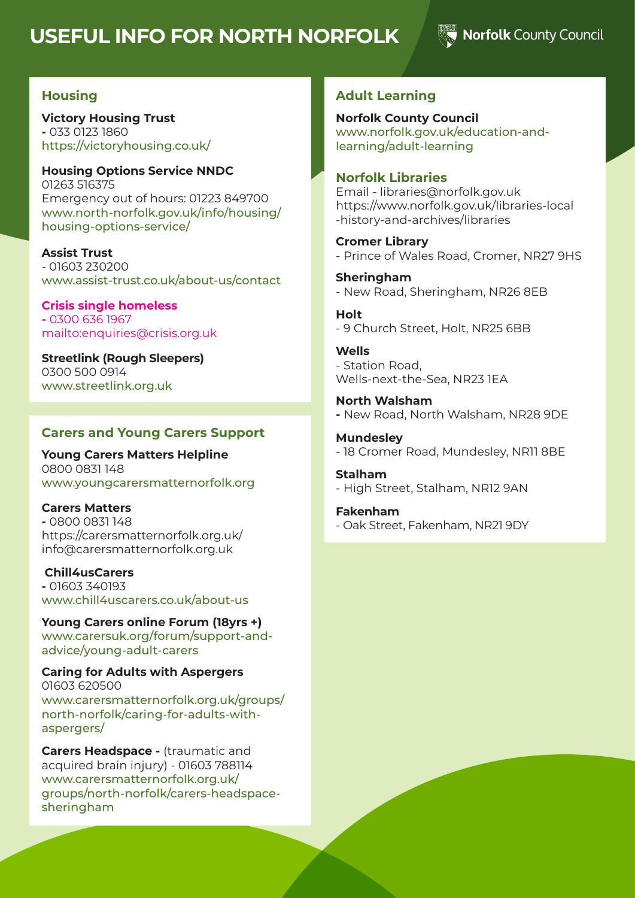# USEFUL INFO FOR NORTH NORFOLK

Norfolk County Council

## Housing

**Victory Housing Trust**
- 033 0123 1860
https://victoryhousing.co.uk/

**Housing Options Service NNDC**
01263 516375
Emergency out of hours: 01223 849700
www.north-norfolk.gov.uk/info/housing/housing-options-service/

**Assist Trust**
- 01603 230200
www.assist-trust.co.uk/about-us/contact

**Crisis single homeless**
- 0300 636 1967
mailto:enquiries@crisis.org.uk

**Streetlink (Rough Sleepers)**
0300 500 0914
www.streetlink.org.uk

## Carers and Young Carers Support

**Young Carers Matters Helpline**
0800 0831 148
www.youngcarersmatternorfolk.org

**Carers Matters**
- 0800 0831 148
https://carersmatternorfolk.org.uk/
info@carersmatternorfolk.org.uk

**Chill4usCarers**
- 01603 340193
www.chill4uscarers.co.uk/about-us

**Young Carers online Forum (18yrs +)**
www.carersuk.org/forum/support-and-advice/young-adult-carers

**Caring for Adults with Aspergers**
01603 620500
www.carersmatternorfolk.org.uk/groups/north-norfolk/caring-for-adults-with-aspergers/

**Carers Headspace -** (traumatic and acquired brain injury) - 01603 788114
www.carersmatternorfolk.org.uk/groups/north-norfolk/carers-headspace-sheringham

## Adult Learning

**Norfolk County Council**
www.norfolk.gov.uk/education-and-learning/adult-learning

## Norfolk Libraries

Email - libraries@norfolk.gov.uk
https://www.norfolk.gov.uk/libraries-local-history-and-archives/libraries

**Cromer Library**
- Prince of Wales Road, Cromer, NR27 9HS

**Sheringham**
- New Road, Sheringham, NR26 8EB

**Holt**
- 9 Church Street, Holt, NR25 6BB

**Wells**
- Station Road, Wells-next-the-Sea, NR23 1EA

**North Walsham**
- New Road, North Walsham, NR28 9DE

**Mundesley**
- 18 Cromer Road, Mundesley, NR11 8BE

**Stalham**
- High Street, Stalham, NR12 9AN

**Fakenham**
- Oak Street, Fakenham, NR21 9DY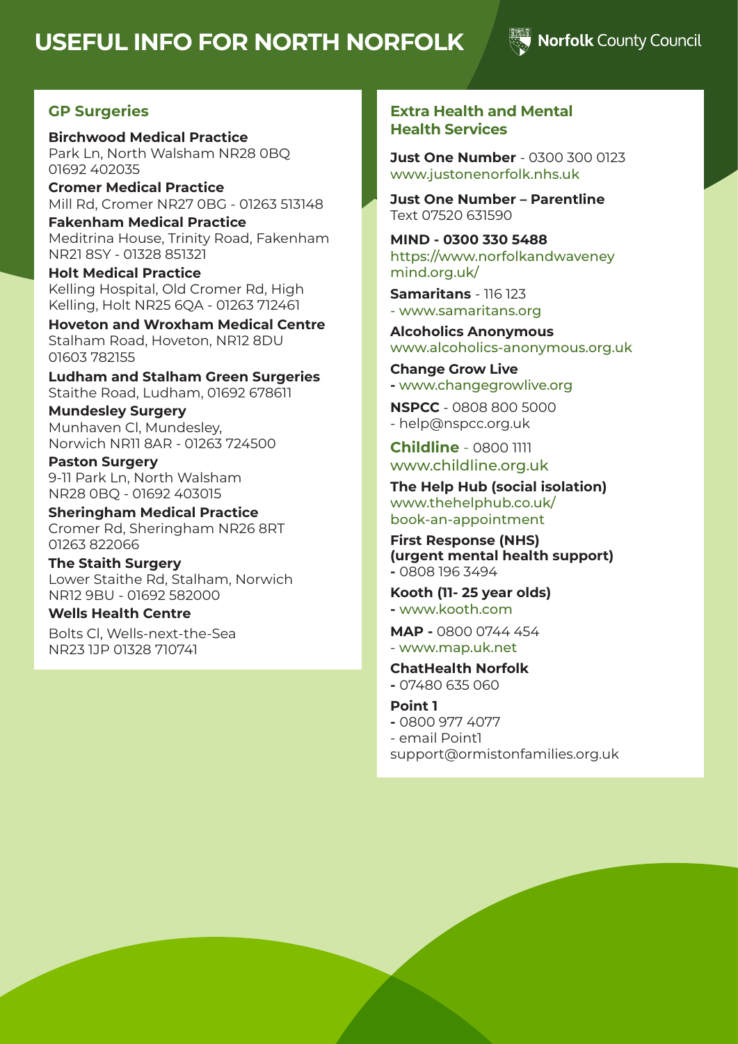# USEFUL INFO FOR NORTH NORFOLK

Norfolk County Council

## GP Surgeries

**Birchwood Medical Practice**
Park Ln, North Walsham NR28 0BQ
01692 402035

**Cromer Medical Practice**
Mill Rd, Cromer NR27 0BG - 01263 513148

**Fakenham Medical Practice**
Meditrina House, Trinity Road, Fakenham NR21 8SY - 01328 851321

**Holt Medical Practice**
Kelling Hospital, Old Cromer Rd, High Kelling, Holt NR25 6QA - 01263 712461

**Hoveton and Wroxham Medical Centre**
Stalham Road, Hoveton, NR12 8DU
01603 782155

**Ludham and Stalham Green Surgeries**
Staithe Road, Ludham, 01692 678611

**Mundesley Surgery**
Munhaven Cl, Mundesley, Norwich NR11 8AR - 01263 724500

**Paston Surgery**
9-11 Park Ln, North Walsham NR28 0BQ - 01692 403015

**Sheringham Medical Practice**
Cromer Rd, Sheringham NR26 8RT
01263 822066

**The Staith Surgery**
Lower Staithe Rd, Stalham, Norwich NR12 9BU - 01692 582000

**Wells Health Centre**
Bolts Cl, Wells-next-the-Sea NR23 1JP 01328 710741

## Extra Health and Mental Health Services

**Just One Number** - 0300 300 0123
www.justonenorfolk.nhs.uk

**Just One Number – Parentline**
Text 07520 631590

**MIND - 0300 330 5488**
https://www.norfolkandwaveneymind.org.uk/

**Samaritans** - 116 123
- www.samaritans.org

**Alcoholics Anonymous**
www.alcoholics-anonymous.org.uk

**Change Grow Live**
- www.changegrowlive.org

**NSPCC** - 0808 800 5000
- help@nspcc.org.uk

**Childline** - 0800 1111
www.childline.org.uk

**The Help Hub (social isolation)**
www.thehelphub.co.uk/book-an-appointment

**First Response (NHS) (urgent mental health support)**
- 0808 196 3494

**Kooth (11- 25 year olds)**
- www.kooth.com

**MAP -** 0800 0744 454
- www.map.uk.net

**ChatHealth Norfolk**
- 07480 635 060

**Point 1**
- 0800 977 4077
- email Point1support@ormistonfamilies.org.uk